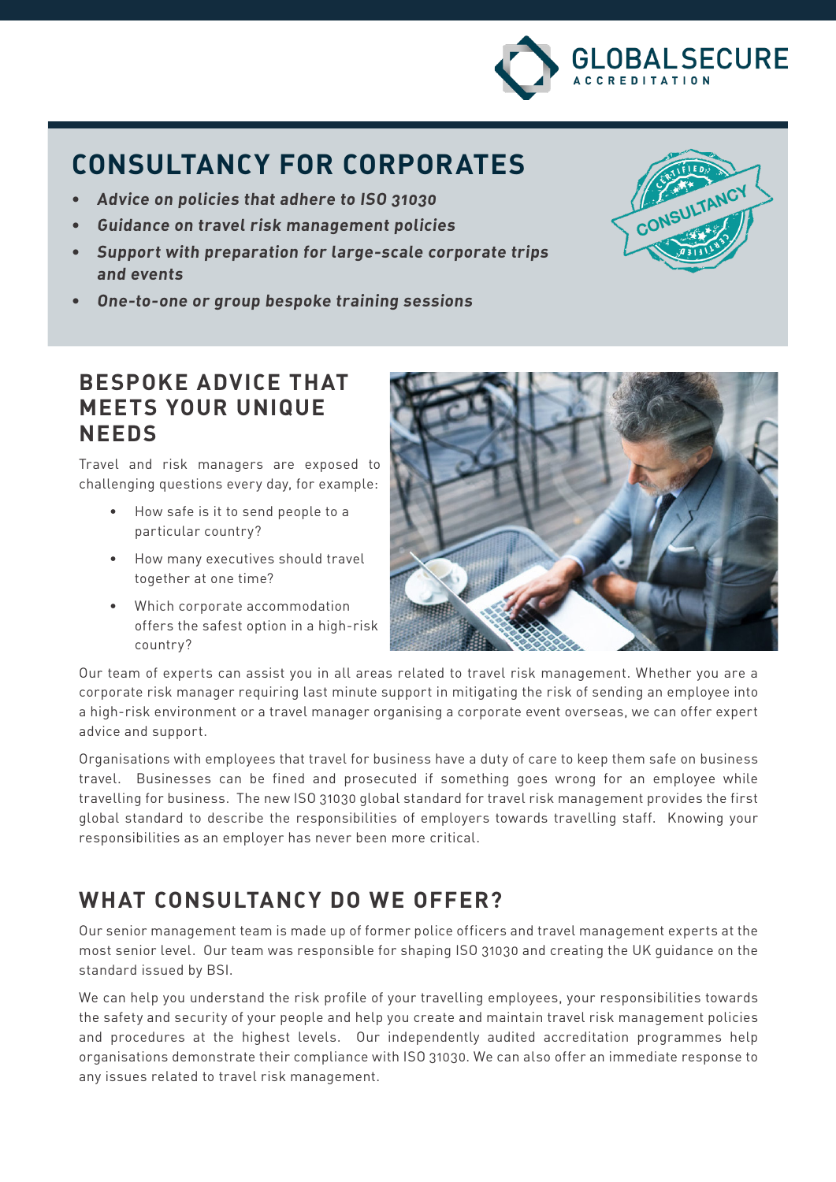GLOBAL SECURE
ACCREDITATION

# CONSULTANCY FOR CORPORATES

- ***Advice on policies that adhere to ISO 31030***
- ***Guidance on travel risk management policies***
- ***Support with preparation for large-scale corporate trips and events***
- ***One-to-one or group bespoke training sessions***

## BESPOKE ADVICE THAT MEETS YOUR UNIQUE NEEDS

Travel and risk managers are exposed to challenging questions every day, for example:

- How safe is it to send people to a particular country?
- How many executives should travel together at one time?
- Which corporate accommodation offers the safest option in a high-risk country?

Our team of experts can assist you in all areas related to travel risk management. Whether you are a corporate risk manager requiring last minute support in mitigating the risk of sending an employee into a high-risk environment or a travel manager organising a corporate event overseas, we can offer expert advice and support.

Organisations with employees that travel for business have a duty of care to keep them safe on business travel. Businesses can be fined and prosecuted if something goes wrong for an employee while travelling for business. The new ISO 31030 global standard for travel risk management provides the first global standard to describe the responsibilities of employers towards travelling staff. Knowing your responsibilities as an employer has never been more critical.

## WHAT CONSULTANCY DO WE OFFER?

Our senior management team is made up of former police officers and travel management experts at the most senior level. Our team was responsible for shaping ISO 31030 and creating the UK guidance on the standard issued by BSI.

We can help you understand the risk profile of your travelling employees, your responsibilities towards the safety and security of your people and help you create and maintain travel risk management policies and procedures at the highest levels. Our independently audited accreditation programmes help organisations demonstrate their compliance with ISO 31030. We can also offer an immediate response to any issues related to travel risk management.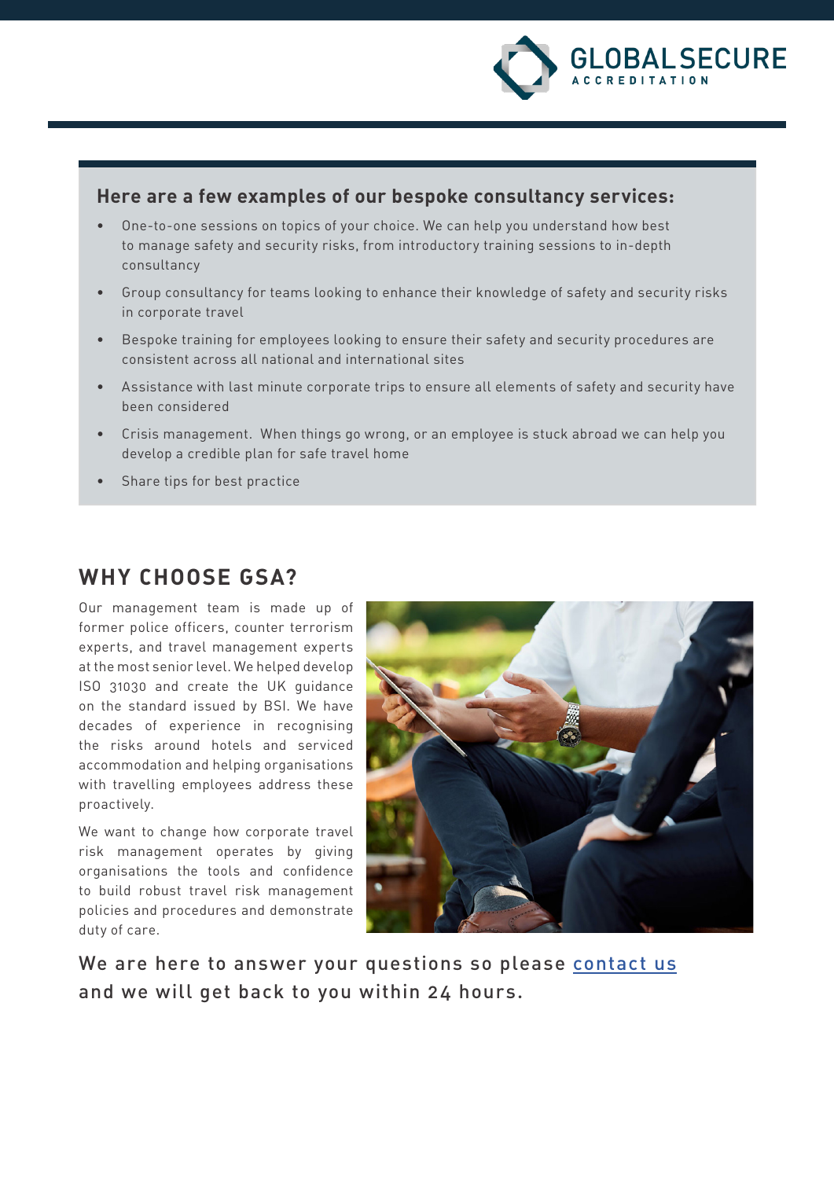## Here are a few examples of our bespoke consultancy services:

- One-to-one sessions on topics of your choice. We can help you understand how best to manage safety and security risks, from introductory training sessions to in-depth consultancy
- Group consultancy for teams looking to enhance their knowledge of safety and security risks in corporate travel
- Bespoke training for employees looking to ensure their safety and security procedures are consistent across all national and international sites
- Assistance with last minute corporate trips to ensure all elements of safety and security have been considered
- Crisis management. When things go wrong, or an employee is stuck abroad we can help you develop a credible plan for safe travel home
- Share tips for best practice

## WHY CHOOSE GSA?

Our management team is made up of former police officers, counter terrorism experts, and travel management experts at the most senior level. We helped develop ISO 31030 and create the UK guidance on the standard issued by BSI. We have decades of experience in recognising the risks around hotels and serviced accommodation and helping organisations with travelling employees address these proactively.

We want to change how corporate travel risk management operates by giving organisations the tools and confidence to build robust travel risk management policies and procedures and demonstrate duty of care.

We are here to answer your questions so please contact us and we will get back to you within 24 hours.